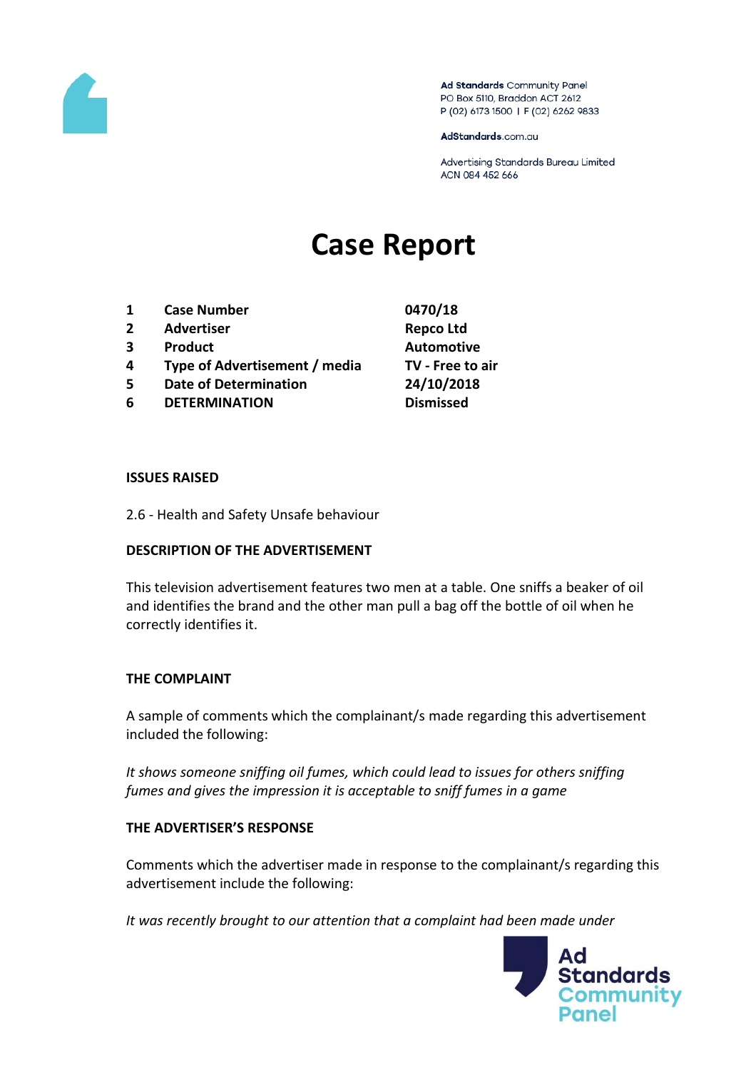Ad Standards Community Panel
PO Box 5110, Braddon ACT 2612
P (02) 6173 1500 | F (02) 6262 9833

AdStandards.com.au

Advertising Standards Bureau Limited
ACN 084 452 666

# Case Report

| | | |
|---|---|---|
| 1 | **Case Number** | **0470/18** |
| 2 | **Advertiser** | **Repco Ltd** |
| 3 | **Product** | **Automotive** |
| 4 | **Type of Advertisement / media** | **TV - Free to air** |
| 5 | **Date of Determination** | **24/10/2018** |
| 6 | **DETERMINATION** | **Dismissed** |

**ISSUES RAISED**

2.6 - Health and Safety Unsafe behaviour

**DESCRIPTION OF THE ADVERTISEMENT**

This television advertisement features two men at a table. One sniffs a beaker of oil and identifies the brand and the other man pull a bag off the bottle of oil when he correctly identifies it.

**THE COMPLAINT**

A sample of comments which the complainant/s made regarding this advertisement included the following:

*It shows someone sniffing oil fumes, which could lead to issues for others sniffing fumes and gives the impression it is acceptable to sniff fumes in a game*

**THE ADVERTISER'S RESPONSE**

Comments which the advertiser made in response to the complainant/s regarding this advertisement include the following:

*It was recently brought to our attention that a complaint had been made under*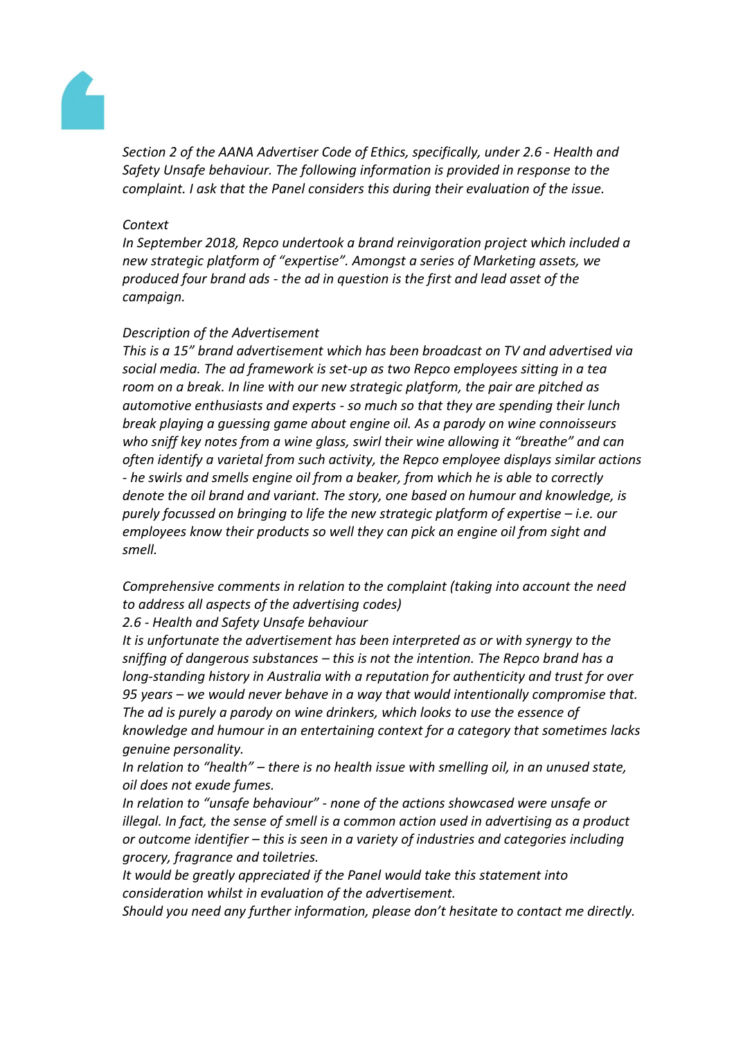*Section 2 of the AANA Advertiser Code of Ethics, specifically, under 2.6 - Health and Safety Unsafe behaviour. The following information is provided in response to the complaint. I ask that the Panel considers this during their evaluation of the issue.*

*Context*

*In September 2018, Repco undertook a brand reinvigoration project which included a new strategic platform of "expertise". Amongst a series of Marketing assets, we produced four brand ads - the ad in question is the first and lead asset of the campaign.*

*Description of the Advertisement*

*This is a 15" brand advertisement which has been broadcast on TV and advertised via social media. The ad framework is set-up as two Repco employees sitting in a tea room on a break. In line with our new strategic platform, the pair are pitched as automotive enthusiasts and experts - so much so that they are spending their lunch break playing a guessing game about engine oil. As a parody on wine connoisseurs who sniff key notes from a wine glass, swirl their wine allowing it "breathe" and can often identify a varietal from such activity, the Repco employee displays similar actions - he swirls and smells engine oil from a beaker, from which he is able to correctly denote the oil brand and variant. The story, one based on humour and knowledge, is purely focussed on bringing to life the new strategic platform of expertise – i.e. our employees know their products so well they can pick an engine oil from sight and smell.*

*Comprehensive comments in relation to the complaint (taking into account the need to address all aspects of the advertising codes)*

*2.6 - Health and Safety Unsafe behaviour*

*It is unfortunate the advertisement has been interpreted as or with synergy to the sniffing of dangerous substances – this is not the intention. The Repco brand has a long-standing history in Australia with a reputation for authenticity and trust for over 95 years – we would never behave in a way that would intentionally compromise that. The ad is purely a parody on wine drinkers, which looks to use the essence of knowledge and humour in an entertaining context for a category that sometimes lacks genuine personality.*

*In relation to "health" – there is no health issue with smelling oil, in an unused state, oil does not exude fumes.*

*In relation to "unsafe behaviour" - none of the actions showcased were unsafe or illegal. In fact, the sense of smell is a common action used in advertising as a product or outcome identifier – this is seen in a variety of industries and categories including grocery, fragrance and toiletries.*

*It would be greatly appreciated if the Panel would take this statement into consideration whilst in evaluation of the advertisement.*

*Should you need any further information, please don't hesitate to contact me directly.*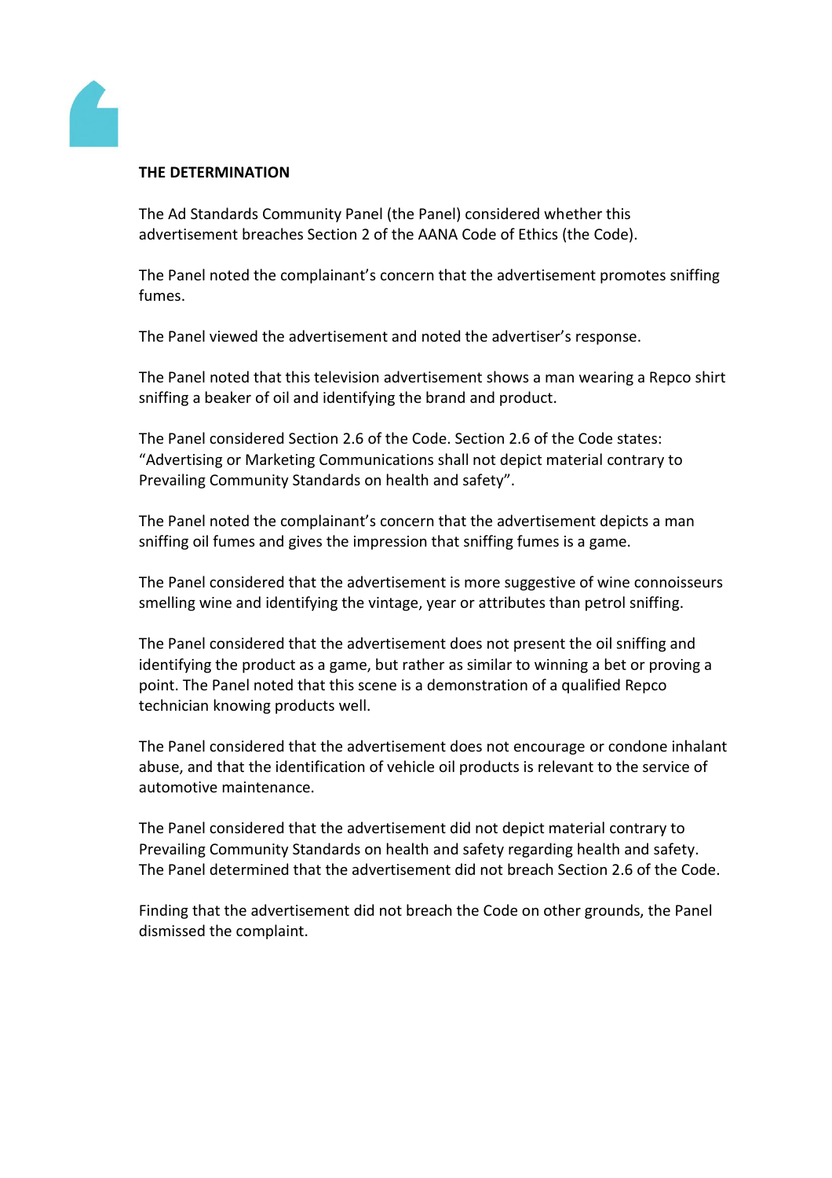**THE DETERMINATION**

The Ad Standards Community Panel (the Panel) considered whether this advertisement breaches Section 2 of the AANA Code of Ethics (the Code).

The Panel noted the complainant's concern that the advertisement promotes sniffing fumes.

The Panel viewed the advertisement and noted the advertiser's response.

The Panel noted that this television advertisement shows a man wearing a Repco shirt sniffing a beaker of oil and identifying the brand and product.

The Panel considered Section 2.6 of the Code. Section 2.6 of the Code states: "Advertising or Marketing Communications shall not depict material contrary to Prevailing Community Standards on health and safety".

The Panel noted the complainant's concern that the advertisement depicts a man sniffing oil fumes and gives the impression that sniffing fumes is a game.

The Panel considered that the advertisement is more suggestive of wine connoisseurs smelling wine and identifying the vintage, year or attributes than petrol sniffing.

The Panel considered that the advertisement does not present the oil sniffing and identifying the product as a game, but rather as similar to winning a bet or proving a point. The Panel noted that this scene is a demonstration of a qualified Repco technician knowing products well.

The Panel considered that the advertisement does not encourage or condone inhalant abuse, and that the identification of vehicle oil products is relevant to the service of automotive maintenance.

The Panel considered that the advertisement did not depict material contrary to Prevailing Community Standards on health and safety regarding health and safety. The Panel determined that the advertisement did not breach Section 2.6 of the Code.

Finding that the advertisement did not breach the Code on other grounds, the Panel dismissed the complaint.